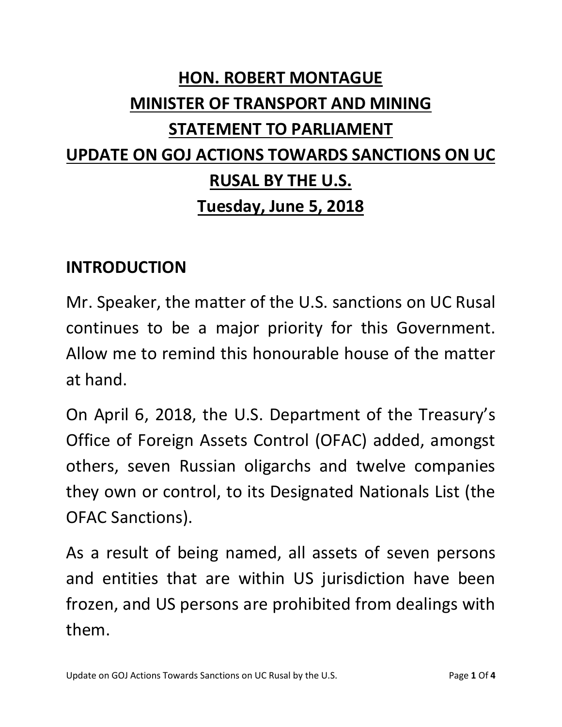# HON. ROBERT MONTAGUE
# MINISTER OF TRANSPORT AND MINING
# STATEMENT TO PARLIAMENT
# UPDATE ON GOJ ACTIONS TOWARDS SANCTIONS ON UC RUSAL BY THE U.S.
# Tuesday, June 5, 2018

## INTRODUCTION

Mr. Speaker, the matter of the U.S. sanctions on UC Rusal continues to be a major priority for this Government. Allow me to remind this honourable house of the matter at hand.

On April 6, 2018, the U.S. Department of the Treasury's Office of Foreign Assets Control (OFAC) added, amongst others, seven Russian oligarchs and twelve companies they own or control, to its Designated Nationals List (the OFAC Sanctions).

As a result of being named, all assets of seven persons and entities that are within US jurisdiction have been frozen, and US persons are prohibited from dealings with them.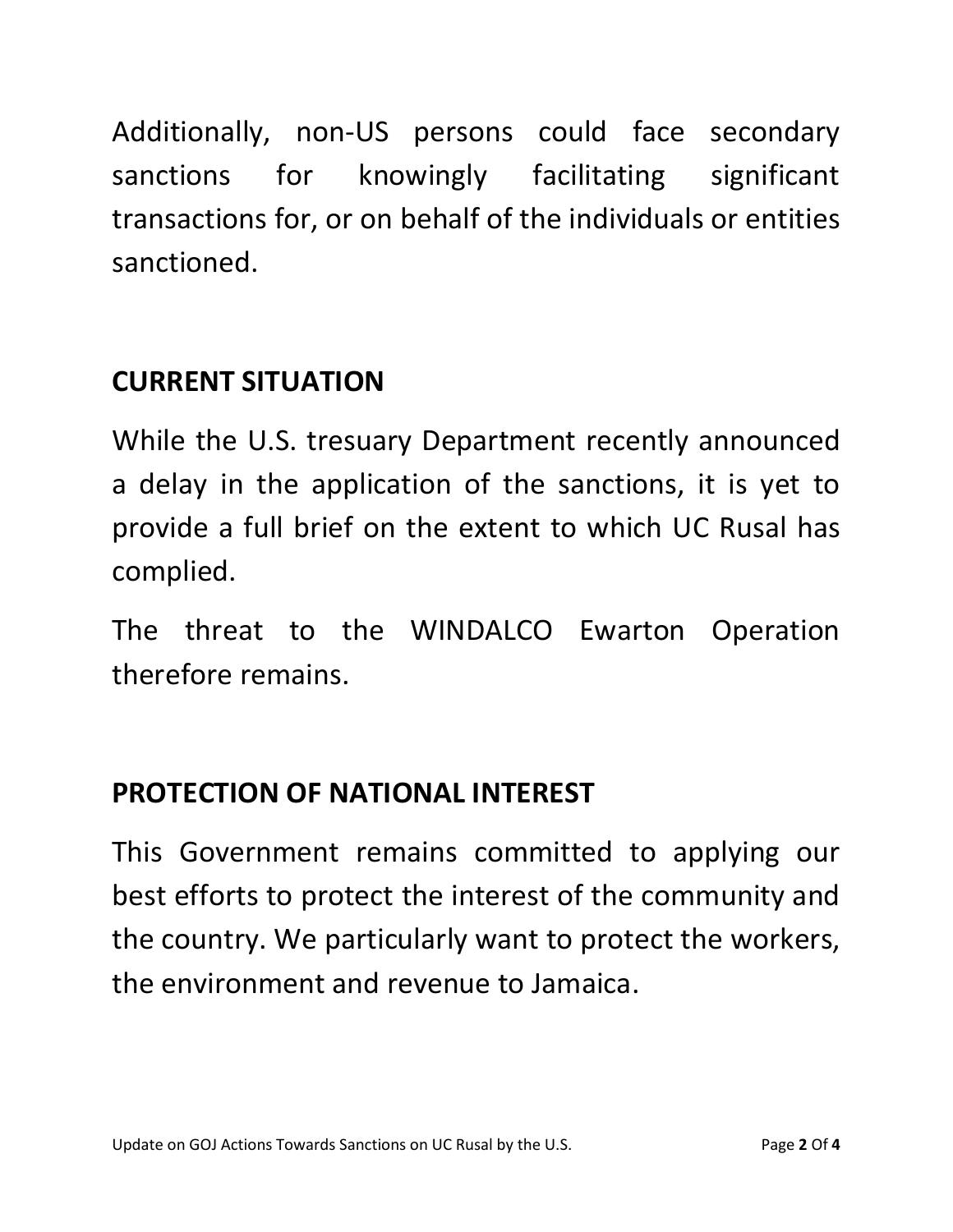Additionally, non-US persons could face secondary sanctions for knowingly facilitating significant transactions for, or on behalf of the individuals or entities sanctioned.

## CURRENT SITUATION

While the U.S. tresuary Department recently announced a delay in the application of the sanctions, it is yet to provide a full brief on the extent to which UC Rusal has complied.

The threat to the WINDALCO Ewarton Operation therefore remains.

## PROTECTION OF NATIONAL INTEREST

This Government remains committed to applying our best efforts to protect the interest of the community and the country. We particularly want to protect the workers, the environment and revenue to Jamaica.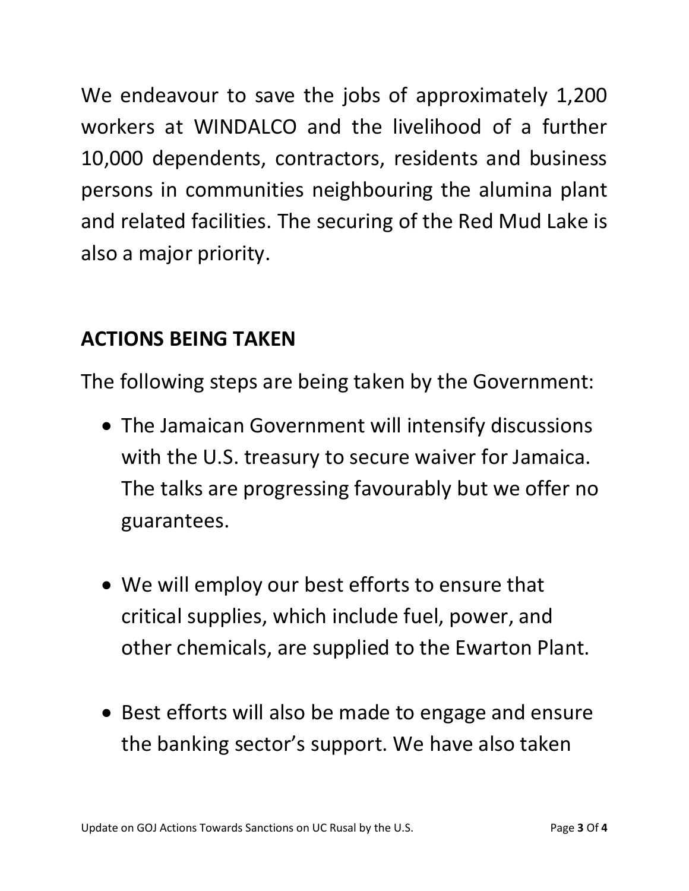We endeavour to save the jobs of approximately 1,200 workers at WINDALCO and the livelihood of a further 10,000 dependents, contractors, residents and business persons in communities neighbouring the alumina plant and related facilities. The securing of the Red Mud Lake is also a major priority.

## ACTIONS BEING TAKEN

The following steps are being taken by the Government:

- The Jamaican Government will intensify discussions with the U.S. treasury to secure waiver for Jamaica. The talks are progressing favourably but we offer no guarantees.

- We will employ our best efforts to ensure that critical supplies, which include fuel, power, and other chemicals, are supplied to the Ewarton Plant.

- Best efforts will also be made to engage and ensure the banking sector's support. We have also taken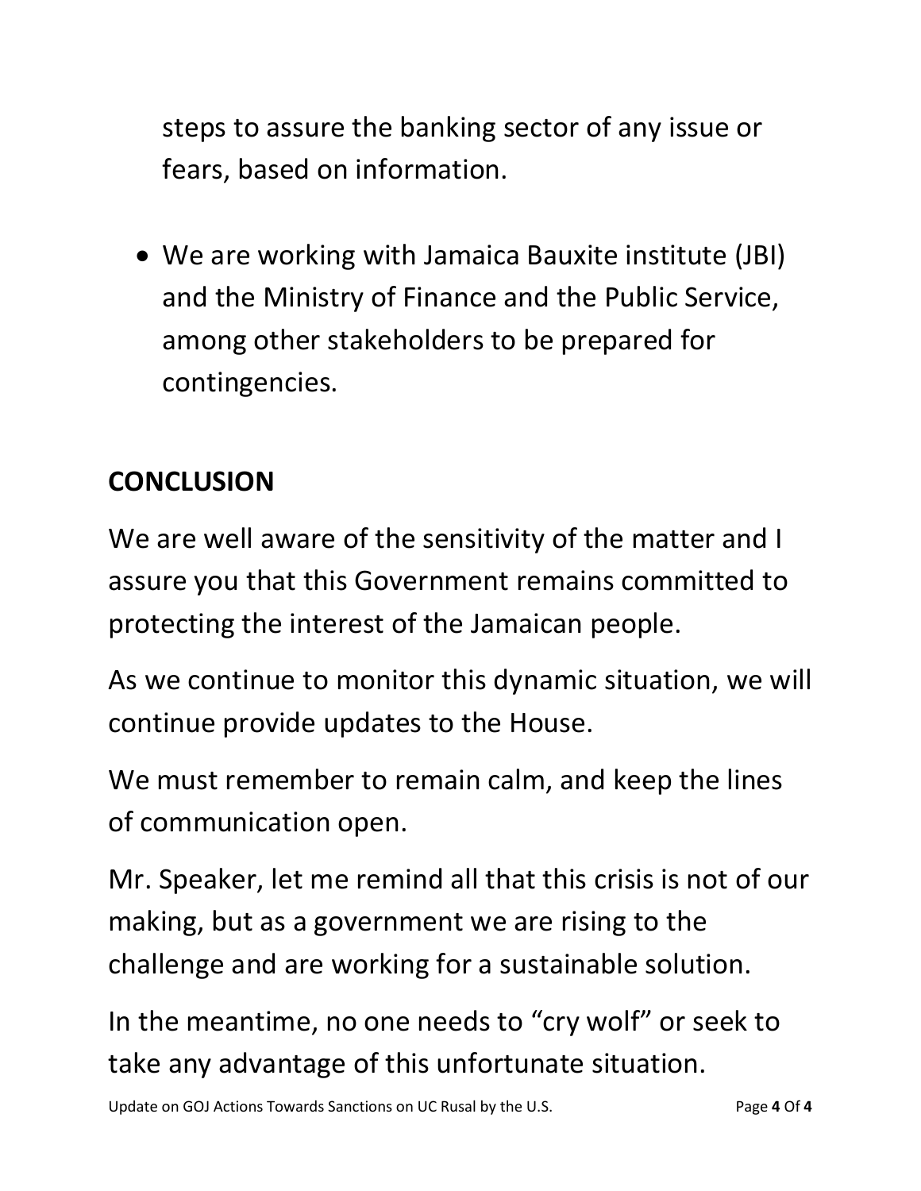steps to assure the banking sector of any issue or fears, based on information.

- We are working with Jamaica Bauxite institute (JBI) and the Ministry of Finance and the Public Service, among other stakeholders to be prepared for contingencies.

## CONCLUSION

We are well aware of the sensitivity of the matter and I assure you that this Government remains committed to protecting the interest of the Jamaican people.

As we continue to monitor this dynamic situation, we will continue provide updates to the House.

We must remember to remain calm, and keep the lines of communication open.

Mr. Speaker, let me remind all that this crisis is not of our making, but as a government we are rising to the challenge and are working for a sustainable solution.

In the meantime, no one needs to “cry wolf” or seek to take any advantage of this unfortunate situation.